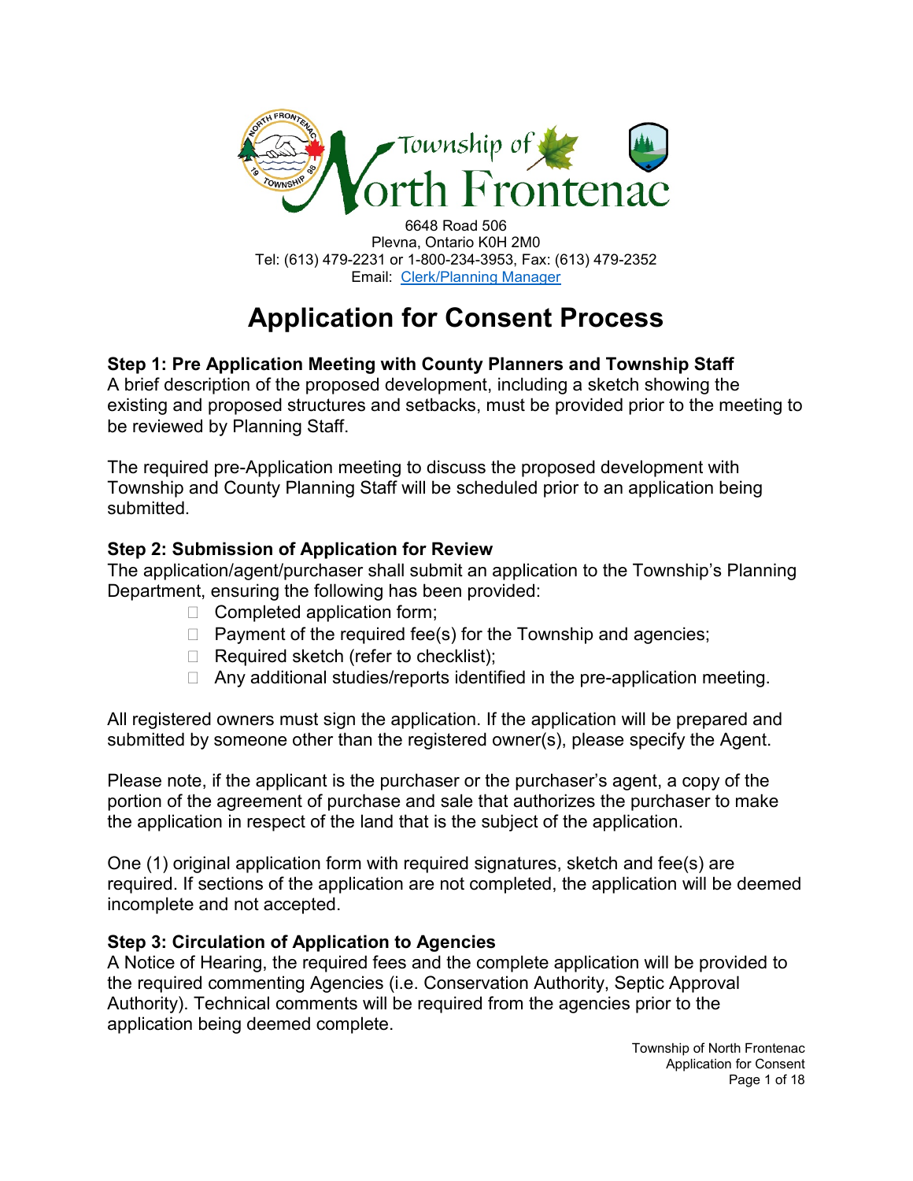6648 Road 506
Plevna, Ontario K0H 2M0
Tel: (613) 479-2231 or 1-800-234-3953, Fax: (613) 479-2352
Email: [Clerk/Planning Manager]

# Application for Consent Process

### Step 1: Pre Application Meeting with County Planners and Township Staff

A brief description of the proposed development, including a sketch showing the existing and proposed structures and setbacks, must be provided prior to the meeting to be reviewed by Planning Staff.

The required pre-Application meeting to discuss the proposed development with Township and County Planning Staff will be scheduled prior to an application being submitted.

### Step 2: Submission of Application for Review

The application/agent/purchaser shall submit an application to the Township's Planning Department, ensuring the following has been provided:

- Completed application form;
- Payment of the required fee(s) for the Township and agencies;
- Required sketch (refer to checklist);
- Any additional studies/reports identified in the pre-application meeting.

All registered owners must sign the application. If the application will be prepared and submitted by someone other than the registered owner(s), please specify the Agent.

Please note, if the applicant is the purchaser or the purchaser's agent, a copy of the portion of the agreement of purchase and sale that authorizes the purchaser to make the application in respect of the land that is the subject of the application.

One (1) original application form with required signatures, sketch and fee(s) are required. If sections of the application are not completed, the application will be deemed incomplete and not accepted.

### Step 3: Circulation of Application to Agencies

A Notice of Hearing, the required fees and the complete application will be provided to the required commenting Agencies (i.e. Conservation Authority, Septic Approval Authority). Technical comments will be required from the agencies prior to the application being deemed complete.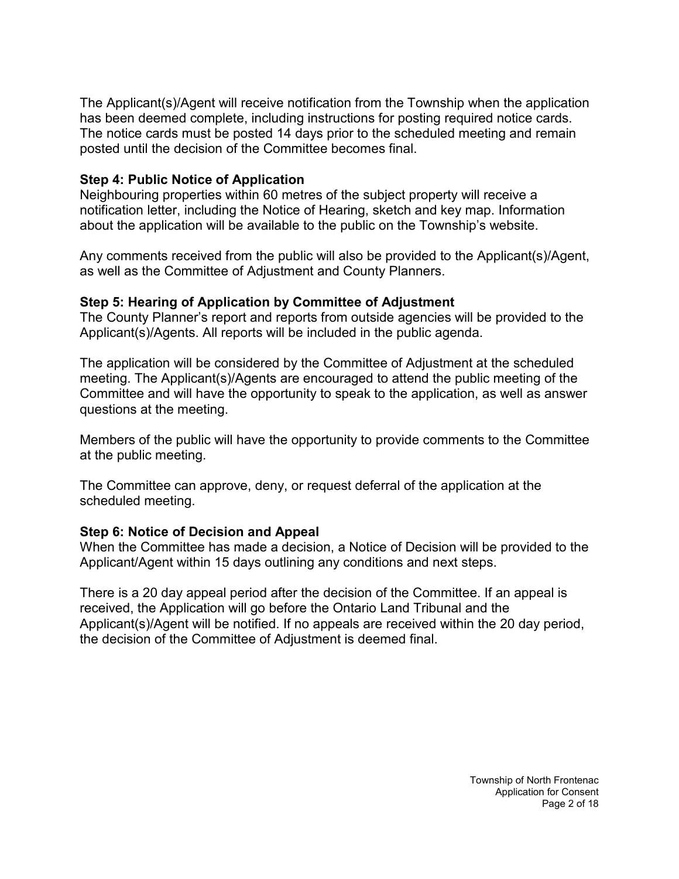The Applicant(s)/Agent will receive notification from the Township when the application has been deemed complete, including instructions for posting required notice cards. The notice cards must be posted 14 days prior to the scheduled meeting and remain posted until the decision of the Committee becomes final.

**Step 4: Public Notice of Application**

Neighbouring properties within 60 metres of the subject property will receive a notification letter, including the Notice of Hearing, sketch and key map. Information about the application will be available to the public on the Township's website.

Any comments received from the public will also be provided to the Applicant(s)/Agent, as well as the Committee of Adjustment and County Planners.

**Step 5: Hearing of Application by Committee of Adjustment**

The County Planner's report and reports from outside agencies will be provided to the Applicant(s)/Agents. All reports will be included in the public agenda.

The application will be considered by the Committee of Adjustment at the scheduled meeting. The Applicant(s)/Agents are encouraged to attend the public meeting of the Committee and will have the opportunity to speak to the application, as well as answer questions at the meeting.

Members of the public will have the opportunity to provide comments to the Committee at the public meeting.

The Committee can approve, deny, or request deferral of the application at the scheduled meeting.

**Step 6: Notice of Decision and Appeal**

When the Committee has made a decision, a Notice of Decision will be provided to the Applicant/Agent within 15 days outlining any conditions and next steps.

There is a 20 day appeal period after the decision of the Committee. If an appeal is received, the Application will go before the Ontario Land Tribunal and the Applicant(s)/Agent will be notified. If no appeals are received within the 20 day period, the decision of the Committee of Adjustment is deemed final.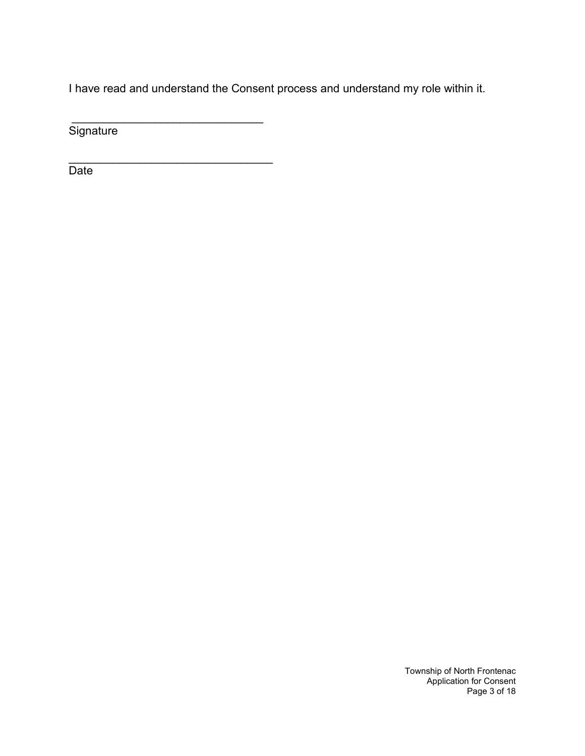I have read and understand the Consent process and understand my role within it.

_______________________________
Signature

_________________________________
Date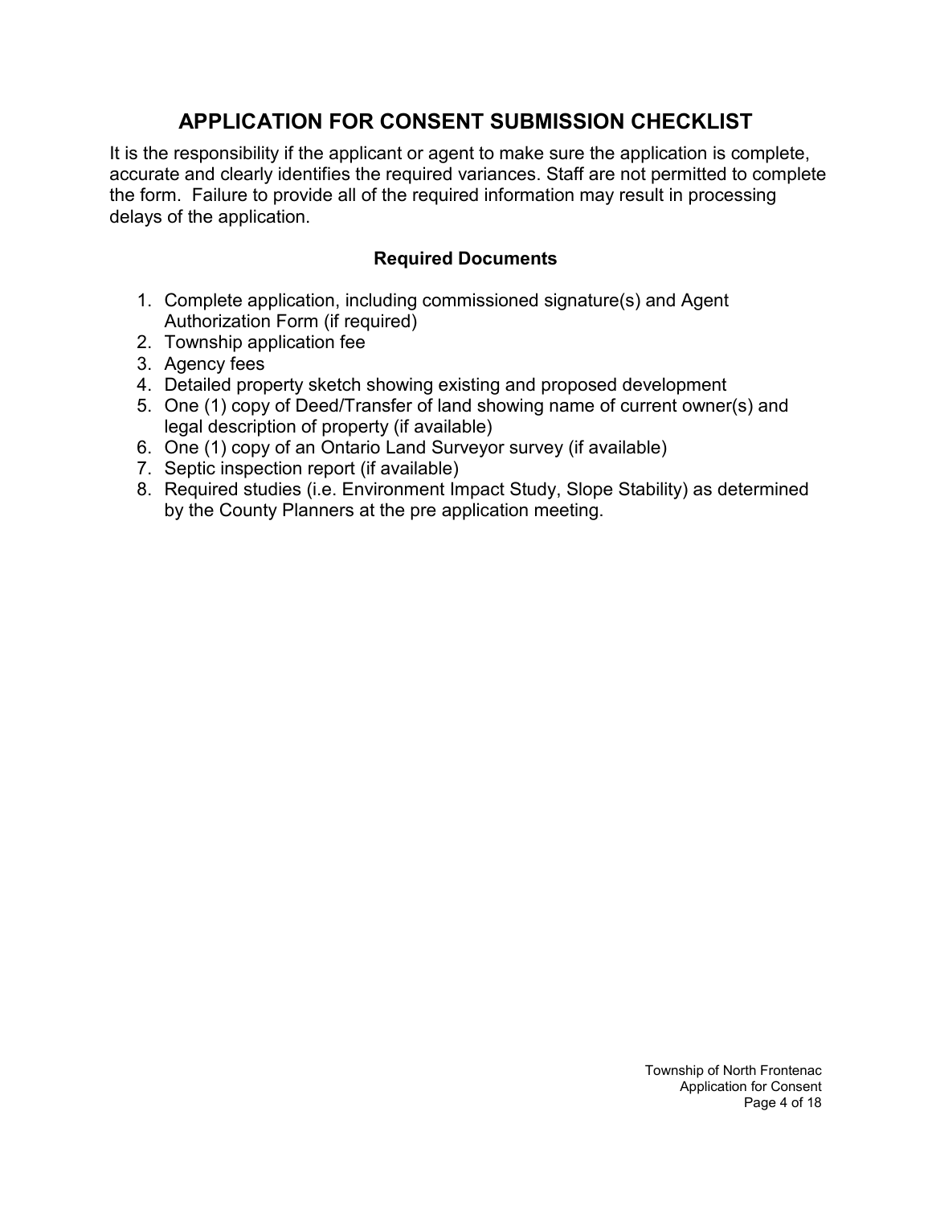# APPLICATION FOR CONSENT SUBMISSION CHECKLIST

It is the responsibility if the applicant or agent to make sure the application is complete, accurate and clearly identifies the required variances. Staff are not permitted to complete the form. Failure to provide all of the required information may result in processing delays of the application.

### Required Documents

1. Complete application, including commissioned signature(s) and Agent Authorization Form (if required)
2. Township application fee
3. Agency fees
4. Detailed property sketch showing existing and proposed development
5. One (1) copy of Deed/Transfer of land showing name of current owner(s) and legal description of property (if available)
6. One (1) copy of an Ontario Land Surveyor survey (if available)
7. Septic inspection report (if available)
8. Required studies (i.e. Environment Impact Study, Slope Stability) as determined by the County Planners at the pre application meeting.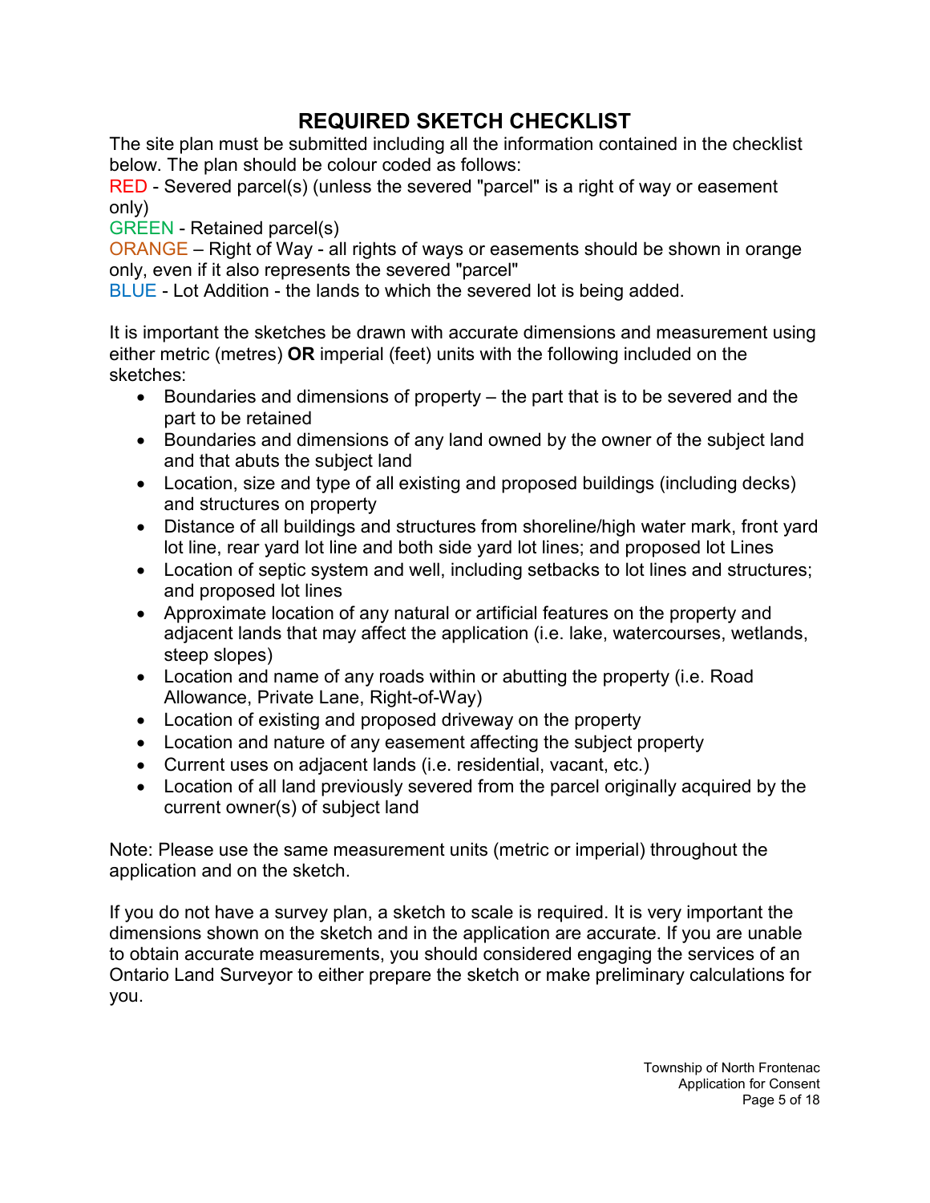# REQUIRED SKETCH CHECKLIST

The site plan must be submitted including all the information contained in the checklist below. The plan should be colour coded as follows:

RED - Severed parcel(s) (unless the severed "parcel" is a right of way or easement only)

GREEN - Retained parcel(s)

ORANGE – Right of Way - all rights of ways or easements should be shown in orange only, even if it also represents the severed "parcel"

BLUE - Lot Addition - the lands to which the severed lot is being added.

It is important the sketches be drawn with accurate dimensions and measurement using either metric (metres) **OR** imperial (feet) units with the following included on the sketches:

- Boundaries and dimensions of property – the part that is to be severed and the part to be retained
- Boundaries and dimensions of any land owned by the owner of the subject land and that abuts the subject land
- Location, size and type of all existing and proposed buildings (including decks) and structures on property
- Distance of all buildings and structures from shoreline/high water mark, front yard lot line, rear yard lot line and both side yard lot lines; and proposed lot Lines
- Location of septic system and well, including setbacks to lot lines and structures; and proposed lot lines
- Approximate location of any natural or artificial features on the property and adjacent lands that may affect the application (i.e. lake, watercourses, wetlands, steep slopes)
- Location and name of any roads within or abutting the property (i.e. Road Allowance, Private Lane, Right-of-Way)
- Location of existing and proposed driveway on the property
- Location and nature of any easement affecting the subject property
- Current uses on adjacent lands (i.e. residential, vacant, etc.)
- Location of all land previously severed from the parcel originally acquired by the current owner(s) of subject land

Note: Please use the same measurement units (metric or imperial) throughout the application and on the sketch.

If you do not have a survey plan, a sketch to scale is required. It is very important the dimensions shown on the sketch and in the application are accurate. If you are unable to obtain accurate measurements, you should considered engaging the services of an Ontario Land Surveyor to either prepare the sketch or make preliminary calculations for you.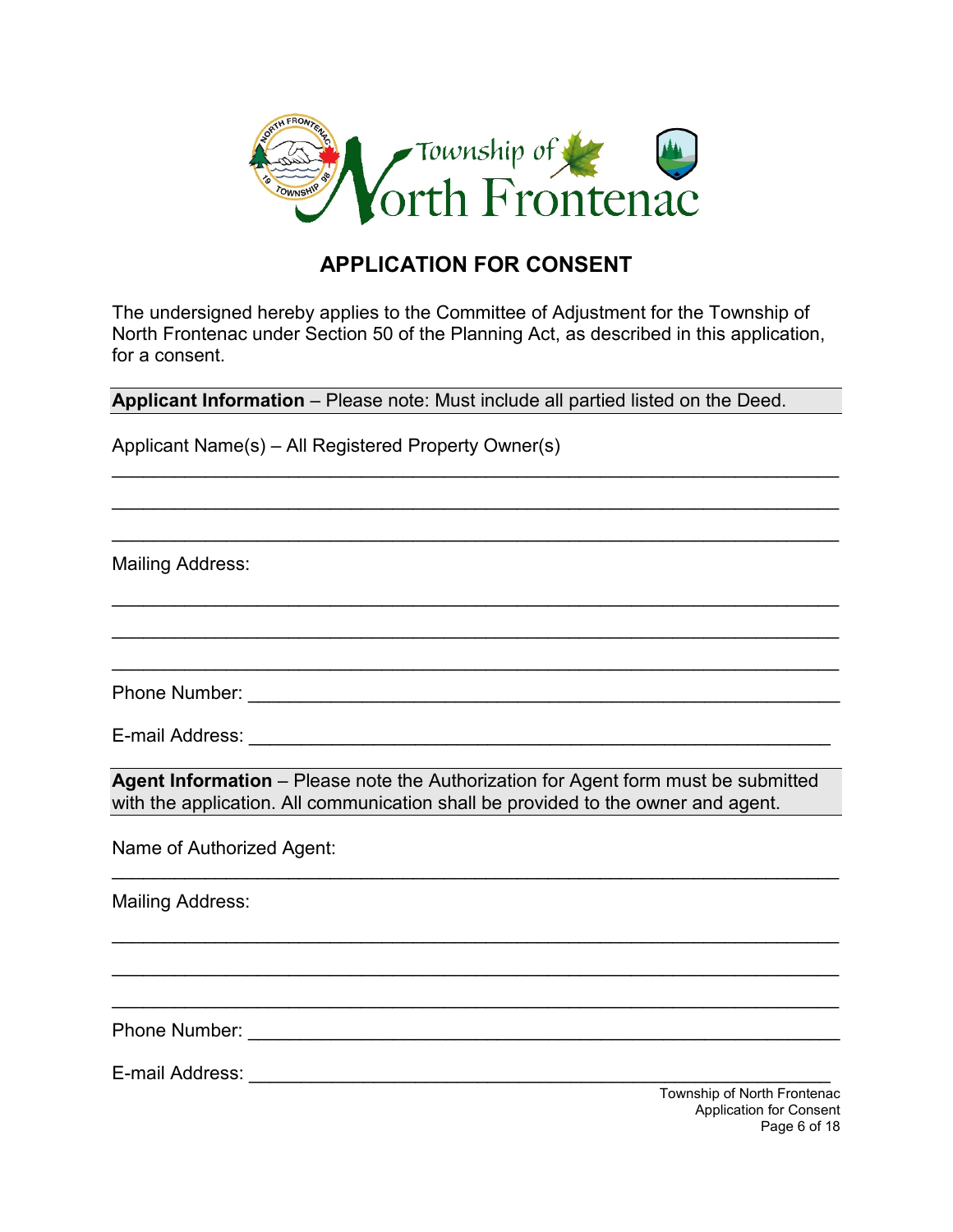# APPLICATION FOR CONSENT

The undersigned hereby applies to the Committee of Adjustment for the Township of North Frontenac under Section 50 of the Planning Act, as described in this application, for a consent.

**Applicant Information** – Please note: Must include all partied listed on the Deed.

Applicant Name(s) – All Registered Property Owner(s)

______________________________________________________________________

______________________________________________________________________

______________________________________________________________________

Mailing Address:

______________________________________________________________________

______________________________________________________________________

______________________________________________________________________

Phone Number: ________________________________________________________

E-mail Address: _______________________________________________________

**Agent Information** – Please note the Authorization for Agent form must be submitted with the application. All communication shall be provided to the owner and agent.

Name of Authorized Agent:

______________________________________________________________________

Mailing Address:

______________________________________________________________________

______________________________________________________________________

______________________________________________________________________

Phone Number: ________________________________________________________

E-mail Address: _______________________________________________________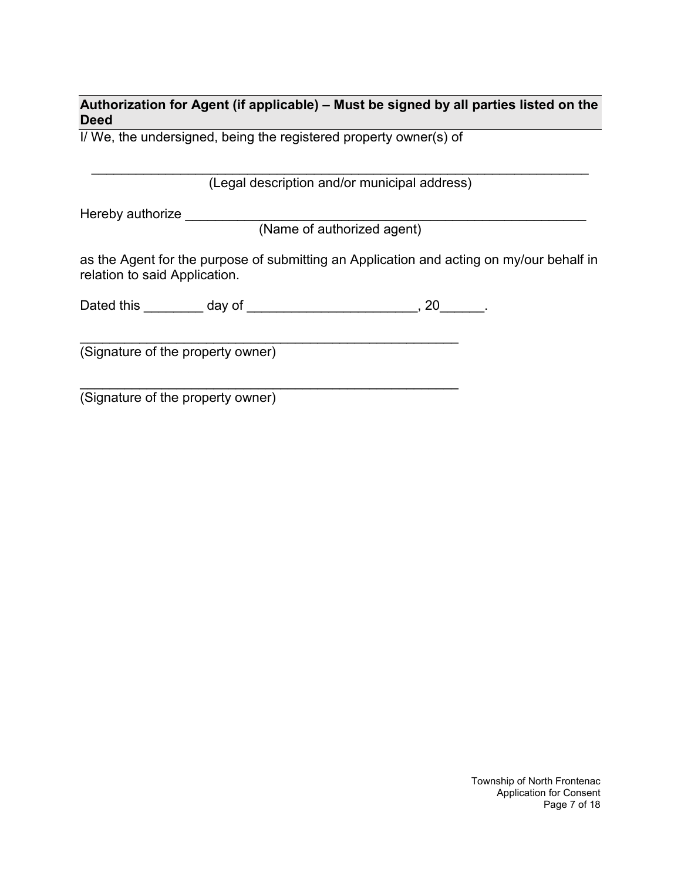**Authorization for Agent (if applicable) – Must be signed by all parties listed on the Deed**

I/ We, the undersigned, being the registered property owner(s) of

_________________________________________________________________
(Legal description and/or municipal address)

Hereby authorize ____________________________________________________
(Name of authorized agent)

as the Agent for the purpose of submitting an Application and acting on my/our behalf in relation to said Application.

Dated this ________ day of ______________________, 20______.

__________________________________________________
(Signature of the property owner)

__________________________________________________
(Signature of the property owner)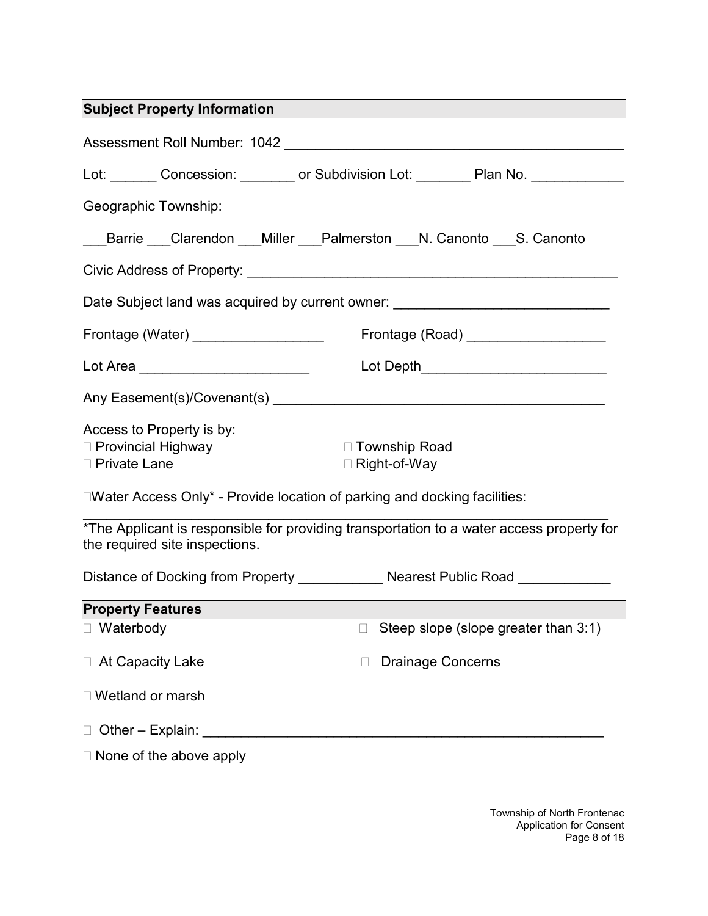## Subject Property Information

Assessment Roll Number: 1042 ____________________________________________

Lot: ______ Concession: _______ or Subdivision Lot: _______ Plan No. ___________

Geographic Township:

___Barrie ___Clarendon ___Miller ___Palmerston ___N. Canonto ___S. Canonto

Civic Address of Property: _______________________________________________

Date Subject land was acquired by current owner: ___________________________

Frontage (Water) ________________ Frontage (Road) _________________

Lot Area _____________________ Lot Depth________________________

Any Easement(s)/Covenant(s) __________________________________________

Access to Property is by:

- ☐ Provincial Highway
- ☐ Township Road
- ☐ Private Lane
- ☐ Right-of-Way

☐Water Access Only* - Provide location of parking and docking facilities:

_________________________________________________________________

*The Applicant is responsible for providing transportation to a water access property for the required site inspections.

Distance of Docking from Property ___________ Nearest Public Road ___________

## Property Features

- ☐ Waterbody
- ☐ Steep slope (slope greater than 3:1)
- ☐ At Capacity Lake
- ☐ Drainage Concerns
- ☐ Wetland or marsh
- ☐ Other – Explain: ____________________________________________________
- ☐ None of the above apply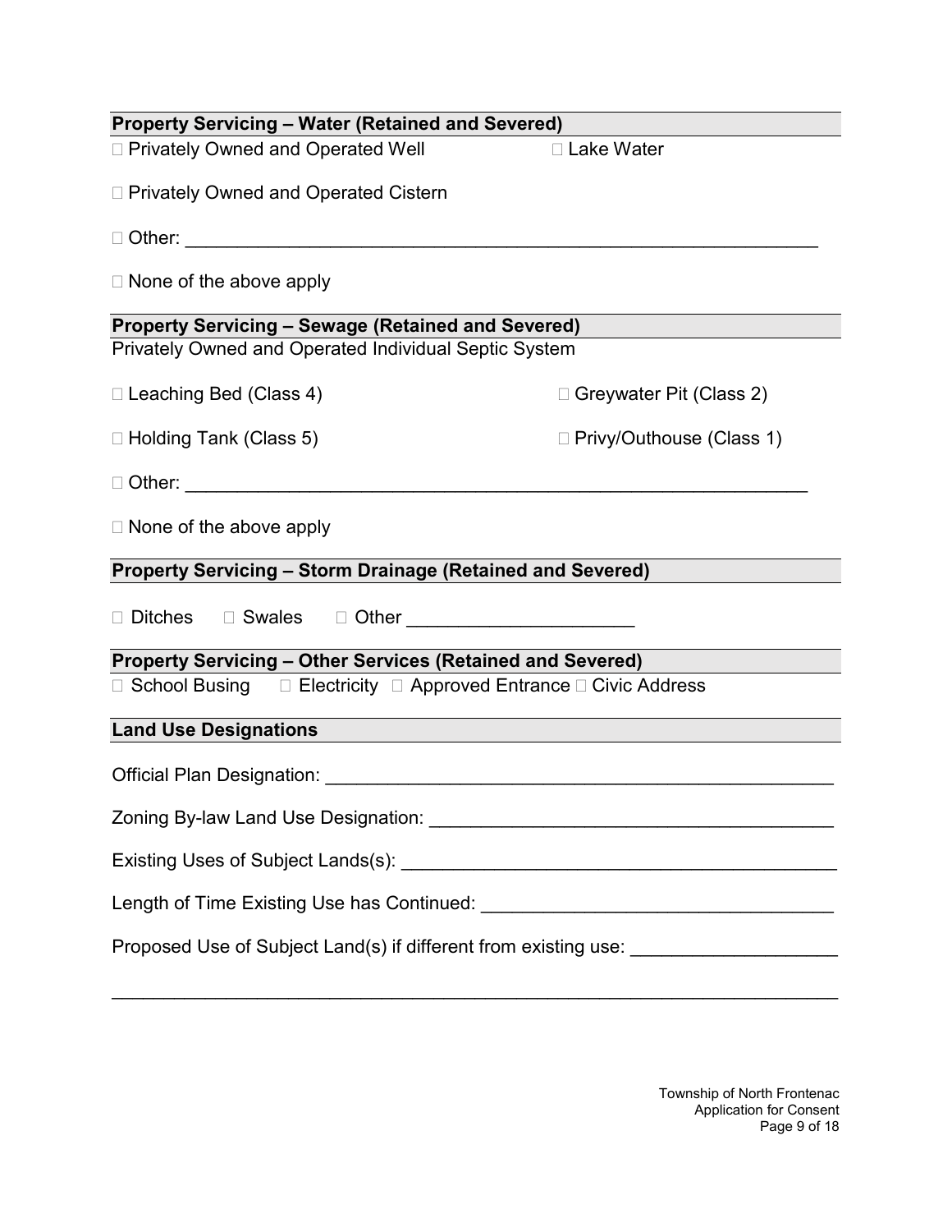**Property Servicing – Water (Retained and Severed)**

☐ Privately Owned and Operated Well ☐ Lake Water

☐ Privately Owned and Operated Cistern

☐ Other: ____________________________________________________________

☐ None of the above apply

**Property Servicing – Sewage (Retained and Severed)**

Privately Owned and Operated Individual Septic System

☐ Leaching Bed (Class 4) ☐ Greywater Pit (Class 2)

☐ Holding Tank (Class 5) ☐ Privy/Outhouse (Class 1)

☐ Other: ____________________________________________________________

☐ None of the above apply

**Property Servicing – Storm Drainage (Retained and Severed)**

☐ Ditches ☐ Swales ☐ Other _____________________

**Property Servicing – Other Services (Retained and Severed)**

☐ School Busing ☐ Electricity ☐ Approved Entrance ☐ Civic Address

**Land Use Designations**

Official Plan Designation: ________________________________________________

Zoning By-law Land Use Designation: ______________________________________

Existing Uses of Subject Lands(s): _________________________________________

Length of Time Existing Use has Continued: _________________________________

Proposed Use of Subject Land(s) if different from existing use: ___________________

_____________________________________________________________________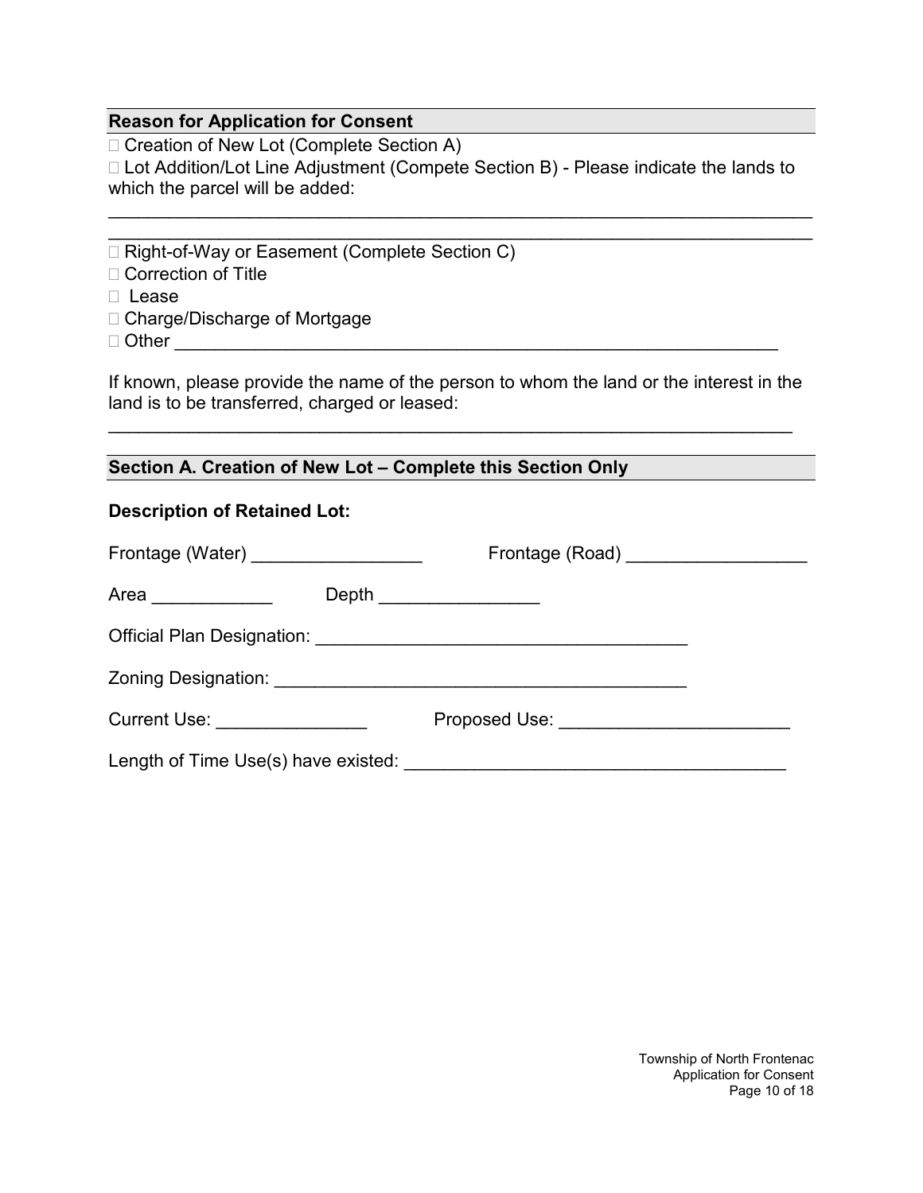**Reason for Application for Consent**

☐ Creation of New Lot (Complete Section A)

☐ Lot Addition/Lot Line Adjustment (Compete Section B) - Please indicate the lands to which the parcel will be added:

______________________________________________________________________

______________________________________________________________________

☐ Right-of-Way or Easement (Complete Section C)

☐ Correction of Title

☐ Lease

☐ Charge/Discharge of Mortgage

☐ Other ____________________________________________________________

If known, please provide the name of the person to whom the land or the interest in the land is to be transferred, charged or leased:

______________________________________________________________________

**Section A. Creation of New Lot – Complete this Section Only**

**Description of Retained Lot:**

Frontage (Water) _________________ Frontage (Road) __________________

Area ____________ Depth ________________

Official Plan Designation: _____________________________________

Zoning Designation: _________________________________________

Current Use: _______________ Proposed Use: ______________________

Length of Time Use(s) have existed: ______________________________________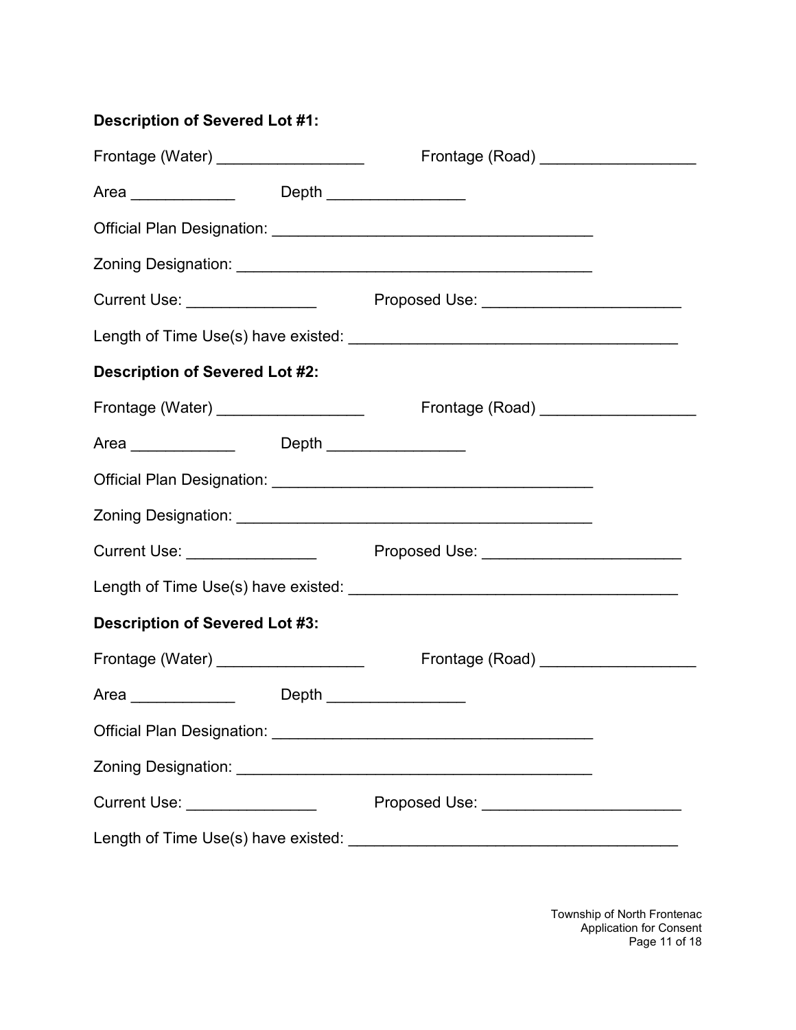**Description of Severed Lot #1:**

Frontage (Water) _________________ Frontage (Road) __________________

Area ____________ Depth ________________

Official Plan Designation: ____________________________________

Zoning Designation: ________________________________________

Current Use: _______________ Proposed Use: _______________________

Length of Time Use(s) have existed: _____________________________________

**Description of Severed Lot #2:**

Frontage (Water) _________________ Frontage (Road) __________________

Area ____________ Depth ________________

Official Plan Designation: ____________________________________

Zoning Designation: ________________________________________

Current Use: _______________ Proposed Use: _______________________

Length of Time Use(s) have existed: _____________________________________

**Description of Severed Lot #3:**

Frontage (Water) _________________ Frontage (Road) __________________

Area ____________ Depth ________________

Official Plan Designation: ____________________________________

Zoning Designation: ________________________________________

Current Use: _______________ Proposed Use: _______________________

Length of Time Use(s) have existed: _____________________________________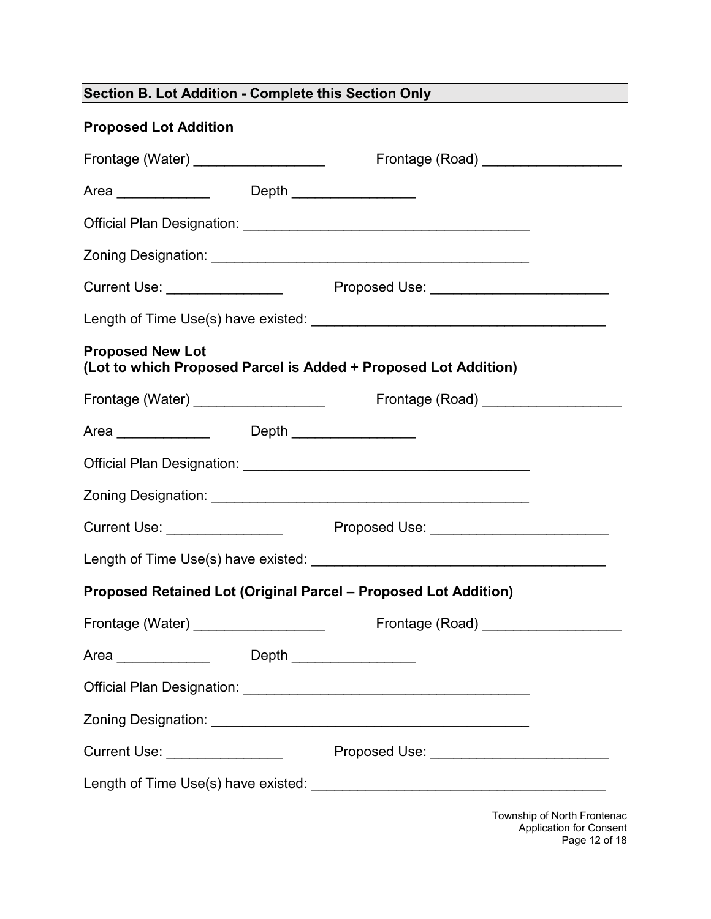## Section B. Lot Addition - Complete this Section Only

**Proposed Lot Addition**

Frontage (Water) _________________ Frontage (Road) __________________

Area ____________ Depth ________________

Official Plan Designation: _____________________________________

Zoning Designation: _________________________________________

Current Use: _______________ Proposed Use: _______________________

Length of Time Use(s) have existed: _____________________________________

**Proposed New Lot**
**(Lot to which Proposed Parcel is Added + Proposed Lot Addition)**

Frontage (Water) _________________ Frontage (Road) __________________

Area ____________ Depth ________________

Official Plan Designation: _____________________________________

Zoning Designation: _________________________________________

Current Use: _______________ Proposed Use: _______________________

Length of Time Use(s) have existed: _____________________________________

**Proposed Retained Lot (Original Parcel – Proposed Lot Addition)**

Frontage (Water) _________________ Frontage (Road) __________________

Area ____________ Depth ________________

Official Plan Designation: _____________________________________

Zoning Designation: _________________________________________

Current Use: _______________ Proposed Use: _______________________

Length of Time Use(s) have existed: _____________________________________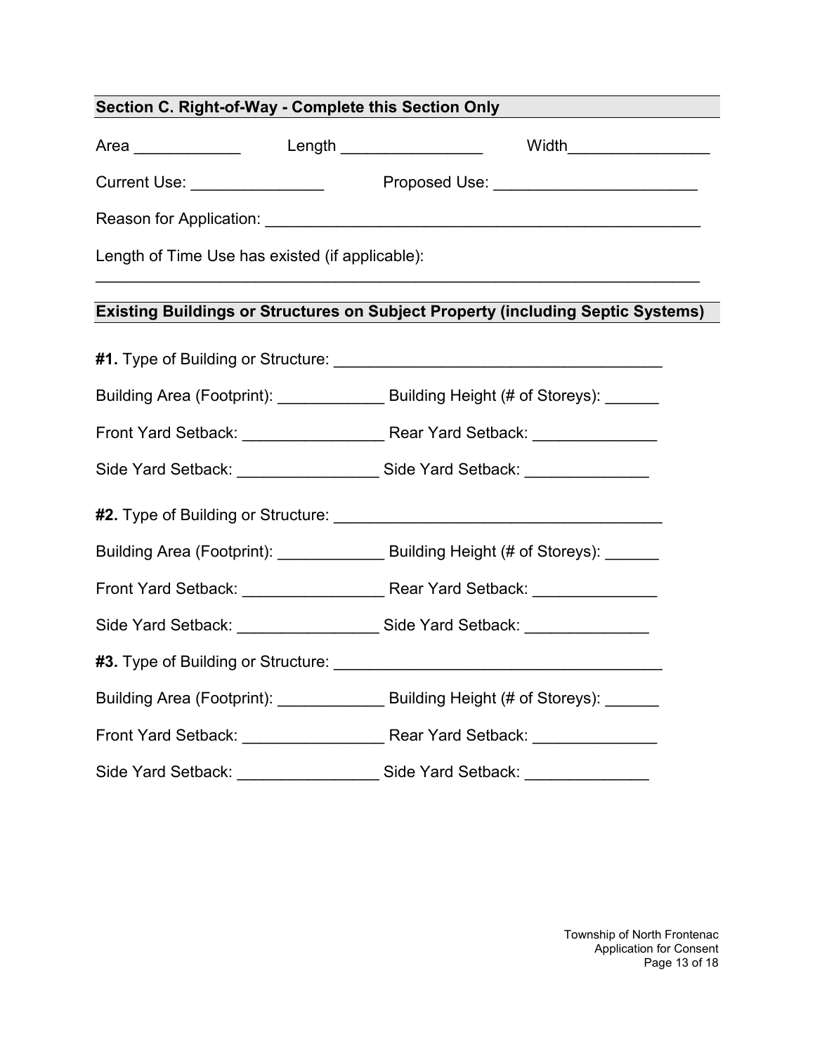## Section C. Right-of-Way - Complete this Section Only

Area ____________ Length ________________ Width________________

Current Use: _______________ Proposed Use: _______________________

Reason for Application: __________________________________________________

Length of Time Use has existed (if applicable):
____________________________________________________________________

## Existing Buildings or Structures on Subject Property (including Septic Systems)

**#1.** Type of Building or Structure: _____________________________________

Building Area (Footprint): ____________ Building Height (# of Storeys): ______

Front Yard Setback: ________________ Rear Yard Setback: ______________

Side Yard Setback: ________________ Side Yard Setback: ______________

**#2.** Type of Building or Structure: _____________________________________

Building Area (Footprint): ____________ Building Height (# of Storeys): ______

Front Yard Setback: ________________ Rear Yard Setback: ______________

Side Yard Setback: ________________ Side Yard Setback: ______________

**#3.** Type of Building or Structure: _____________________________________

Building Area (Footprint): ____________ Building Height (# of Storeys): ______

Front Yard Setback: ________________ Rear Yard Setback: ______________

Side Yard Setback: ________________ Side Yard Setback: ______________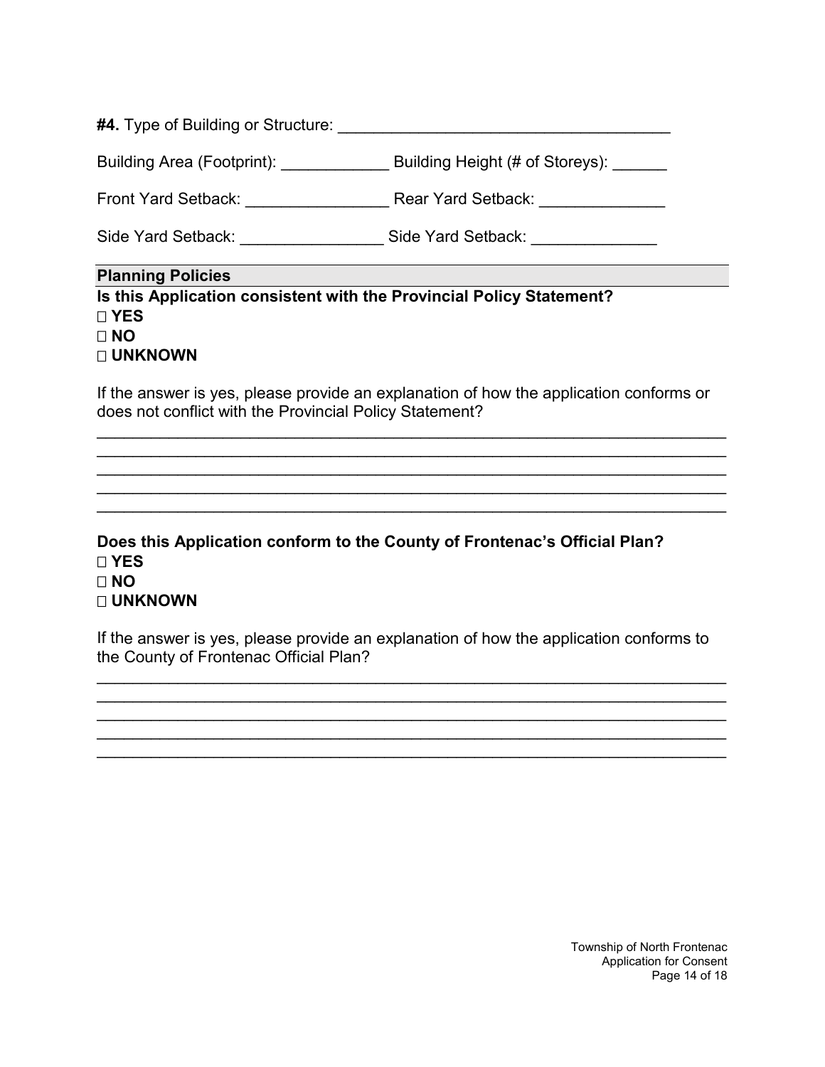**#4.** Type of Building or Structure: ____________________________________

Building Area (Footprint): ____________ Building Height (# of Storeys): ______

Front Yard Setback: ________________ Rear Yard Setback: ______________

Side Yard Setback: ________________ Side Yard Setback: ______________

## Planning Policies

**Is this Application consistent with the Provincial Policy Statement?**

**□ YES**
**□ NO**
**□ UNKNOWN**

If the answer is yes, please provide an explanation of how the application conforms or does not conflict with the Provincial Policy Statement?

______________________________________________________________________
______________________________________________________________________
______________________________________________________________________
______________________________________________________________________
______________________________________________________________________

**Does this Application conform to the County of Frontenac's Official Plan?**

**□ YES**
**□ NO**
**□ UNKNOWN**

If the answer is yes, please provide an explanation of how the application conforms to the County of Frontenac Official Plan?

______________________________________________________________________
______________________________________________________________________
______________________________________________________________________
______________________________________________________________________
______________________________________________________________________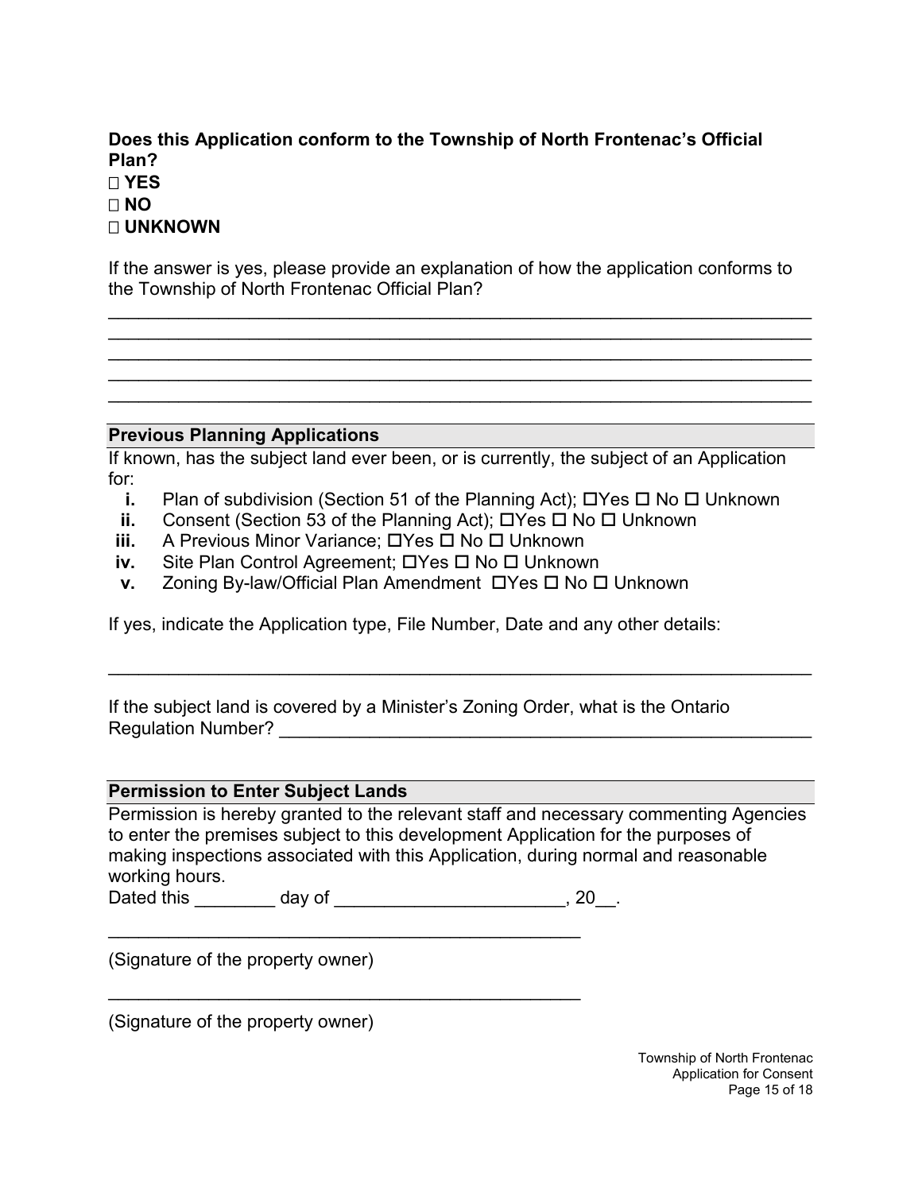**Does this Application conform to the Township of North Frontenac's Official Plan?**

☐ **YES**
☐ **NO**
☐ **UNKNOWN**

If the answer is yes, please provide an explanation of how the application conforms to the Township of North Frontenac Official Plan?

_______________________________________________________________________
_______________________________________________________________________
_______________________________________________________________________
_______________________________________________________________________
_______________________________________________________________________

## Previous Planning Applications

If known, has the subject land ever been, or is currently, the subject of an Application for:

- **i.** Plan of subdivision (Section 51 of the Planning Act); ☐Yes ☐ No ☐ Unknown
- **ii.** Consent (Section 53 of the Planning Act); ☐Yes ☐ No ☐ Unknown
- **iii.** A Previous Minor Variance; ☐Yes ☐ No ☐ Unknown
- **iv.** Site Plan Control Agreement; ☐Yes ☐ No ☐ Unknown
- **v.** Zoning By-law/Official Plan Amendment ☐Yes ☐ No ☐ Unknown

If yes, indicate the Application type, File Number, Date and any other details:

_______________________________________________________________________

If the subject land is covered by a Minister's Zoning Order, what is the Ontario Regulation Number? ______________________________________________________

## Permission to Enter Subject Lands

Permission is hereby granted to the relevant staff and necessary commenting Agencies to enter the premises subject to this development Application for the purposes of making inspections associated with this Application, during normal and reasonable working hours.

Dated this ________ day of ______________________, 20__.

_______________________________________________

(Signature of the property owner)

_______________________________________________

(Signature of the property owner)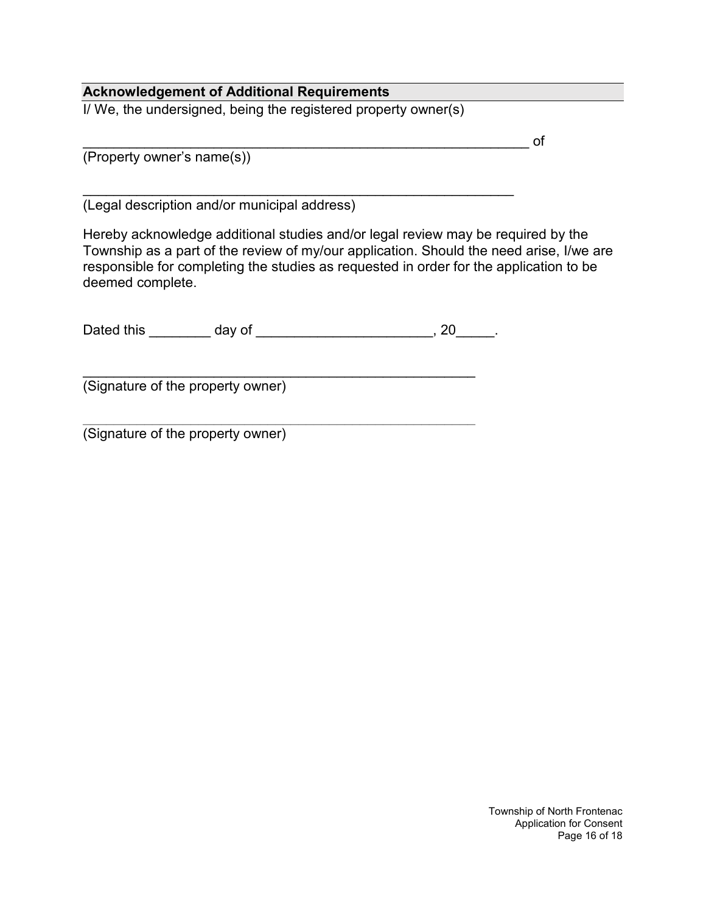## Acknowledgement of Additional Requirements

I/ We, the undersigned, being the registered property owner(s)

____________________________________________________________ of
(Property owner's name(s))

__________________________________________________________
(Legal description and/or municipal address)

Hereby acknowledge additional studies and/or legal review may be required by the Township as a part of the review of my/our application. Should the need arise, I/we are responsible for completing the studies as requested in order for the application to be deemed complete.

Dated this ________ day of _______________________, 20_____.

_____________________________________________________
(Signature of the property owner)

_____________________________________________________
(Signature of the property owner)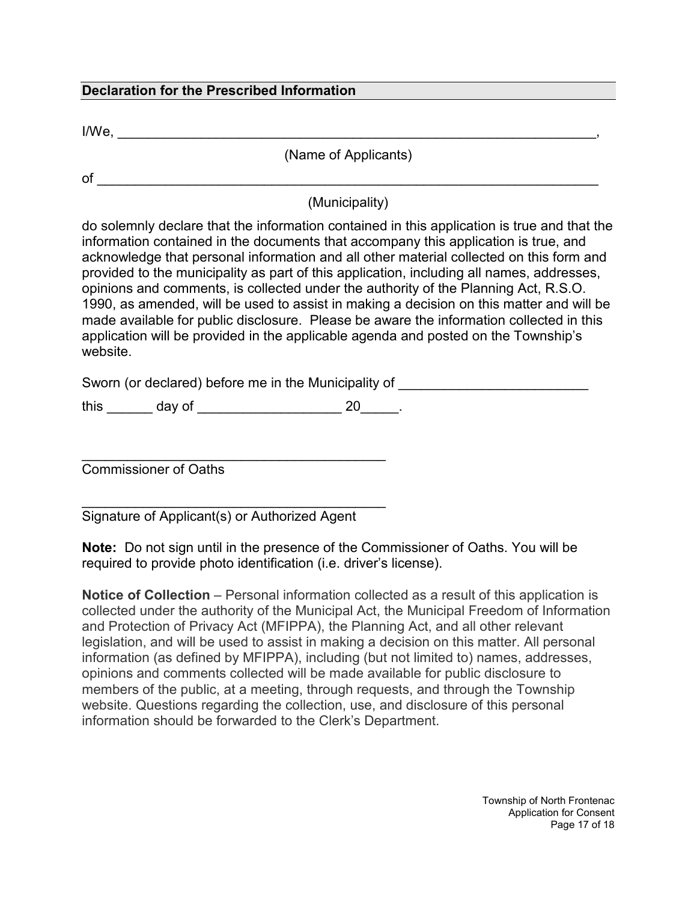## Declaration for the Prescribed Information

I/We, ________________________________________________________________,

(Name of Applicants)

of __________________________________________________________________

(Municipality)

do solemnly declare that the information contained in this application is true and that the information contained in the documents that accompany this application is true, and acknowledge that personal information and all other material collected on this form and provided to the municipality as part of this application, including all names, addresses, opinions and comments, is collected under the authority of the Planning Act, R.S.O. 1990, as amended, will be used to assist in making a decision on this matter and will be made available for public disclosure. Please be aware the information collected in this application will be provided in the applicable agenda and posted on the Township's website.

Sworn (or declared) before me in the Municipality of _________________________

this ______ day of ___________________ 20_____.

_________________________________________
Commissioner of Oaths

_________________________________________
Signature of Applicant(s) or Authorized Agent

**Note:** Do not sign until in the presence of the Commissioner of Oaths. You will be required to provide photo identification (i.e. driver's license).

**Notice of Collection** – Personal information collected as a result of this application is collected under the authority of the Municipal Act, the Municipal Freedom of Information and Protection of Privacy Act (MFIPPA), the Planning Act, and all other relevant legislation, and will be used to assist in making a decision on this matter. All personal information (as defined by MFIPPA), including (but not limited to) names, addresses, opinions and comments collected will be made available for public disclosure to members of the public, at a meeting, through requests, and through the Township website. Questions regarding the collection, use, and disclosure of this personal information should be forwarded to the Clerk's Department.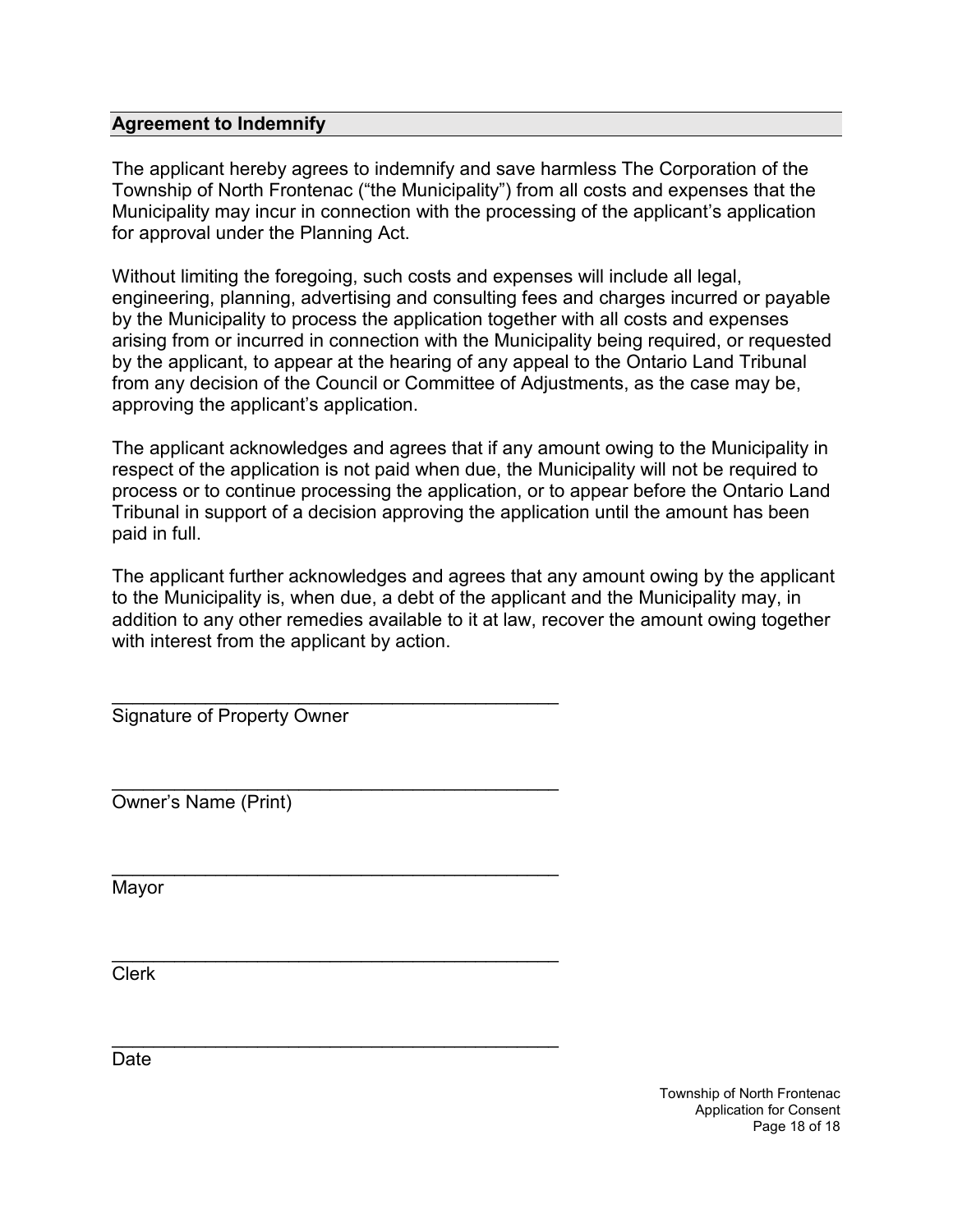## Agreement to Indemnify

The applicant hereby agrees to indemnify and save harmless The Corporation of the Township of North Frontenac ("the Municipality") from all costs and expenses that the Municipality may incur in connection with the processing of the applicant's application for approval under the Planning Act.

Without limiting the foregoing, such costs and expenses will include all legal, engineering, planning, advertising and consulting fees and charges incurred or payable by the Municipality to process the application together with all costs and expenses arising from or incurred in connection with the Municipality being required, or requested by the applicant, to appear at the hearing of any appeal to the Ontario Land Tribunal from any decision of the Council or Committee of Adjustments, as the case may be, approving the applicant's application.

The applicant acknowledges and agrees that if any amount owing to the Municipality in respect of the application is not paid when due, the Municipality will not be required to process or to continue processing the application, or to appear before the Ontario Land Tribunal in support of a decision approving the application until the amount has been paid in full.

The applicant further acknowledges and agrees that any amount owing by the applicant to the Municipality is, when due, a debt of the applicant and the Municipality may, in addition to any other remedies available to it at law, recover the amount owing together with interest from the applicant by action.

\_\_\_\_\_\_\_\_\_\_\_\_\_\_\_\_\_\_\_\_\_\_\_\_\_\_\_\_\_\_\_\_\_\_\_\_\_\_\_\_\_\_\_\_
Signature of Property Owner

\_\_\_\_\_\_\_\_\_\_\_\_\_\_\_\_\_\_\_\_\_\_\_\_\_\_\_\_\_\_\_\_\_\_\_\_\_\_\_\_\_\_\_\_
Owner's Name (Print)

\_\_\_\_\_\_\_\_\_\_\_\_\_\_\_\_\_\_\_\_\_\_\_\_\_\_\_\_\_\_\_\_\_\_\_\_\_\_\_\_\_\_\_\_
Mayor

\_\_\_\_\_\_\_\_\_\_\_\_\_\_\_\_\_\_\_\_\_\_\_\_\_\_\_\_\_\_\_\_\_\_\_\_\_\_\_\_\_\_\_\_
Clerk

\_\_\_\_\_\_\_\_\_\_\_\_\_\_\_\_\_\_\_\_\_\_\_\_\_\_\_\_\_\_\_\_\_\_\_\_\_\_\_\_\_\_\_\_
Date